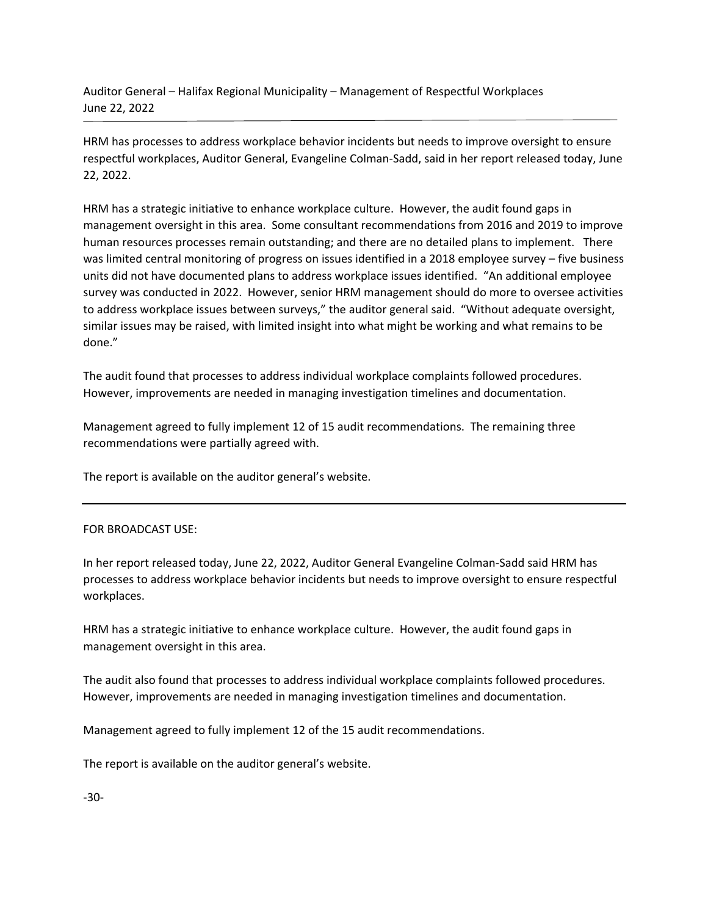Auditor General – Halifax Regional Municipality – Management of Respectful Workplaces
June 22, 2022

---

HRM has processes to address workplace behavior incidents but needs to improve oversight to ensure respectful workplaces, Auditor General, Evangeline Colman-Sadd, said in her report released today, June 22, 2022.

HRM has a strategic initiative to enhance workplace culture. However, the audit found gaps in management oversight in this area. Some consultant recommendations from 2016 and 2019 to improve human resources processes remain outstanding; and there are no detailed plans to implement. There was limited central monitoring of progress on issues identified in a 2018 employee survey – five business units did not have documented plans to address workplace issues identified. "An additional employee survey was conducted in 2022. However, senior HRM management should do more to oversee activities to address workplace issues between surveys," the auditor general said. "Without adequate oversight, similar issues may be raised, with limited insight into what might be working and what remains to be done."

The audit found that processes to address individual workplace complaints followed procedures. However, improvements are needed in managing investigation timelines and documentation.

Management agreed to fully implement 12 of 15 audit recommendations. The remaining three recommendations were partially agreed with.

The report is available on the auditor general's website.

---

FOR BROADCAST USE:

In her report released today, June 22, 2022, Auditor General Evangeline Colman-Sadd said HRM has processes to address workplace behavior incidents but needs to improve oversight to ensure respectful workplaces.

HRM has a strategic initiative to enhance workplace culture. However, the audit found gaps in management oversight in this area.

The audit also found that processes to address individual workplace complaints followed procedures. However, improvements are needed in managing investigation timelines and documentation.

Management agreed to fully implement 12 of the 15 audit recommendations.

The report is available on the auditor general's website.

-30-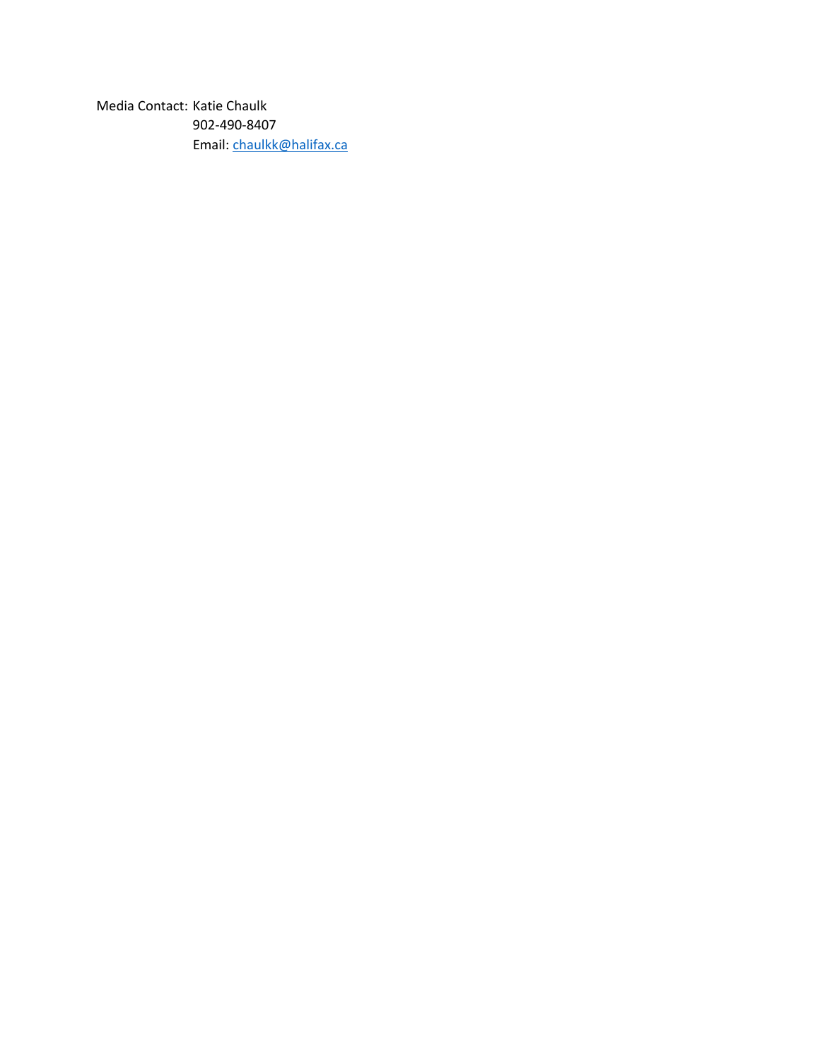Media Contact: Katie Chaulk
902-490-8407
Email: chaulkk@halifax.ca